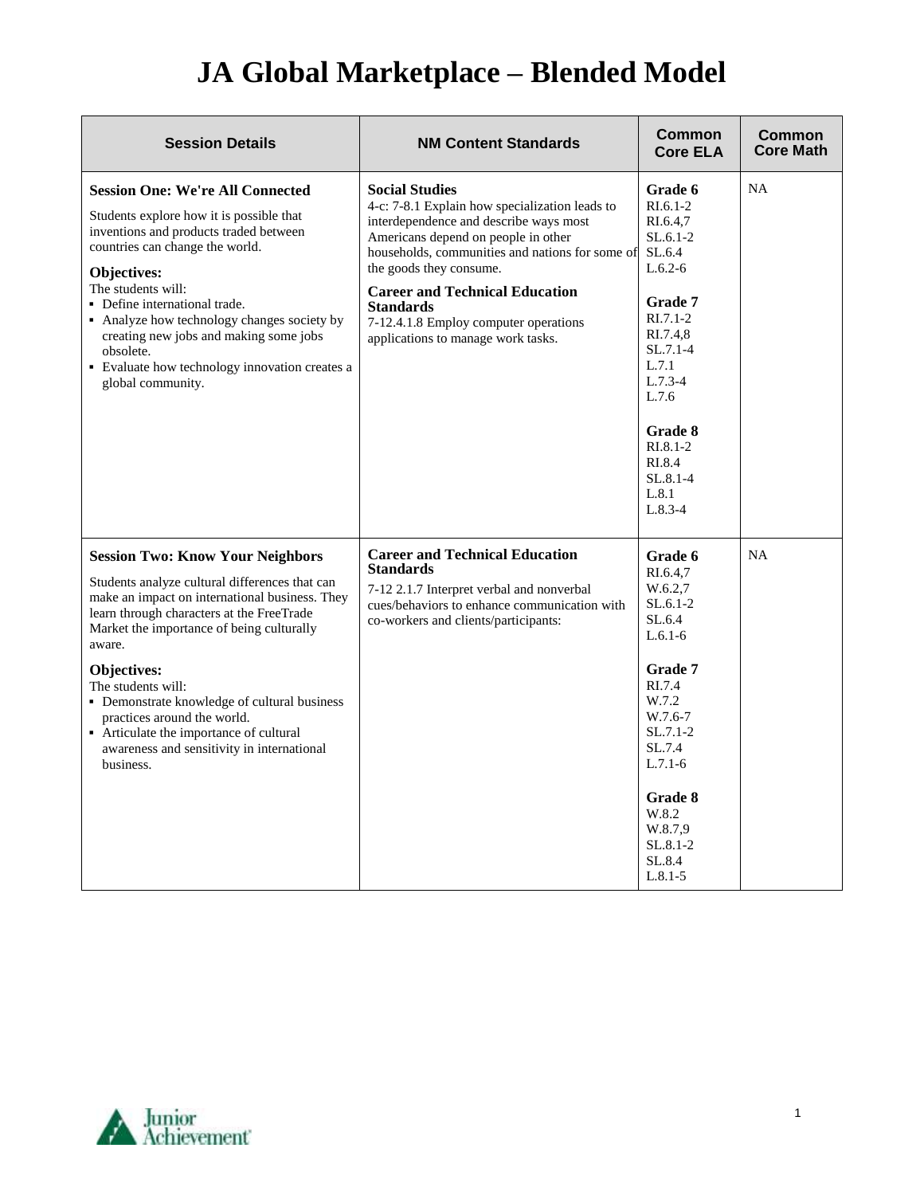# JA Global Marketplace – Blended Model

| Session Details | NM Content Standards | Common Core ELA | Common Core Math |
|---|---|---|---|
| **Session One: We're All Connected**<br><br>Students explore how it is possible that inventions and products traded between countries can change the world.<br><br>**Objectives:**<br>The students will:<br>▪ Define international trade.<br>▪ Analyze how technology changes society by creating new jobs and making some jobs obsolete.<br>▪ Evaluate how technology innovation creates a global community. | **Social Studies**<br>4-c: 7-8.1 Explain how specialization leads to interdependence and describe ways most Americans depend on people in other households, communities and nations for some of the goods they consume.<br><br>**Career and Technical Education Standards**<br>7-12.4.1.8 Employ computer operations applications to manage work tasks. | **Grade 6**<br>RI.6.1-2<br>RI.6.4,7<br>SL.6.1-2<br>SL.6.4<br>L.6.2-6<br><br>**Grade 7**<br>RI.7.1-2<br>RI.7.4,8<br>SL.7.1-4<br>L.7.1<br>L.7.3-4<br>L.7.6<br><br>**Grade 8**<br>RI.8.1-2<br>RI.8.4<br>SL.8.1-4<br>L.8.1<br>L.8.3-4 | NA |
| **Session Two: Know Your Neighbors**<br><br>Students analyze cultural differences that can make an impact on international business. They learn through characters at the FreeTrade Market the importance of being culturally aware.<br><br>**Objectives:**<br>The students will:<br>▪ Demonstrate knowledge of cultural business practices around the world.<br>▪ Articulate the importance of cultural awareness and sensitivity in international business. | **Career and Technical Education Standards**<br>7-12 2.1.7 Interpret verbal and nonverbal cues/behaviors to enhance communication with co-workers and clients/participants: | **Grade 6**<br>RI.6.4,7<br>W.6.2,7<br>SL.6.1-2<br>SL.6.4<br>L.6.1-6<br><br>**Grade 7**<br>RI.7.4<br>W.7.2<br>W.7.6-7<br>SL.7.1-2<br>SL.7.4<br>L.7.1-6<br><br>**Grade 8**<br>W.8.2<br>W.8.7,9<br>SL.8.1-2<br>SL.8.4<br>L.8.1-5 | NA |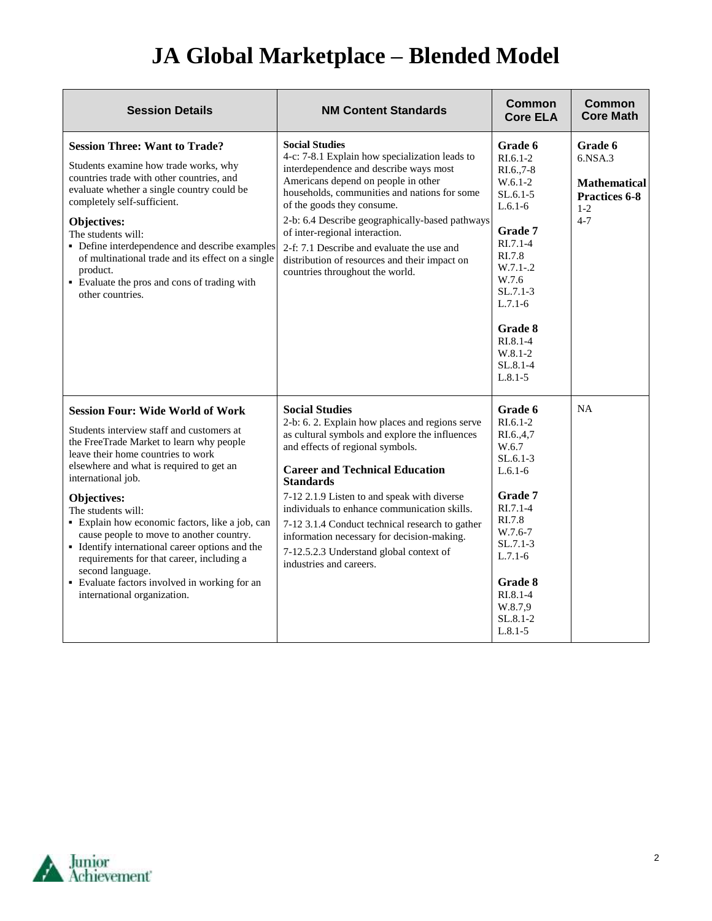# JA Global Marketplace – Blended Model

| Session Details | NM Content Standards | Common Core ELA | Common Core Math |
|---|---|---|---|
| **Session Three: Want to Trade?**<br><br>Students examine how trade works, why countries trade with other countries, and evaluate whether a single country could be completely self-sufficient.<br><br>**Objectives:**<br>The students will:<br>▪ Define interdependence and describe examples of multinational trade and its effect on a single product.<br>▪ Evaluate the pros and cons of trading with other countries. | **Social Studies**<br>4-c: 7-8.1 Explain how specialization leads to interdependence and describe ways most Americans depend on people in other households, communities and nations for some of the goods they consume.<br>2-b: 6.4 Describe geographically-based pathways of inter-regional interaction.<br>2-f: 7.1 Describe and evaluate the use and distribution of resources and their impact on countries throughout the world. | **Grade 6**<br>RI.6.1-2<br>RI.6.,7-8<br>W.6.1-2<br>SL.6.1-5<br>L.6.1-6<br><br>**Grade 7**<br>RI.7.1-4<br>RI.7.8<br>W.7.1-.2<br>W.7.6<br>SL.7.1-3<br>L.7.1-6<br><br>**Grade 8**<br>RI.8.1-4<br>W.8.1-2<br>SL.8.1-4<br>L.8.1-5 | **Grade 6**<br>6.NSA.3<br><br>**Mathematical Practices 6-8**<br>1-2<br>4-7 |
| **Session Four: Wide World of Work**<br><br>Students interview staff and customers at the FreeTrade Market to learn why people leave their home countries to work elsewhere and what is required to get an international job.<br><br>**Objectives:**<br>The students will:<br>▪ Explain how economic factors, like a job, can cause people to move to another country.<br>▪ Identify international career options and the requirements for that career, including a second language.<br>▪ Evaluate factors involved in working for an international organization. | **Social Studies**<br>2-b: 6. 2. Explain how places and regions serve as cultural symbols and explore the influences and effects of regional symbols.<br><br>**Career and Technical Education Standards**<br>7-12 2.1.9 Listen to and speak with diverse individuals to enhance communication skills.<br>7-12 3.1.4 Conduct technical research to gather information necessary for decision-making.<br>7-12.5.2.3 Understand global context of industries and careers. | **Grade 6**<br>RI.6.1-2<br>RI.6.,4,7<br>W.6.7<br>SL.6.1-3<br>L.6.1-6<br><br>**Grade 7**<br>RI.7.1-4<br>RI.7.8<br>W.7.6-7<br>SL.7.1-3<br>L.7.1-6<br><br>**Grade 8**<br>RI.8.1-4<br>W.8.7,9<br>SL.8.1-2<br>L.8.1-5 | NA |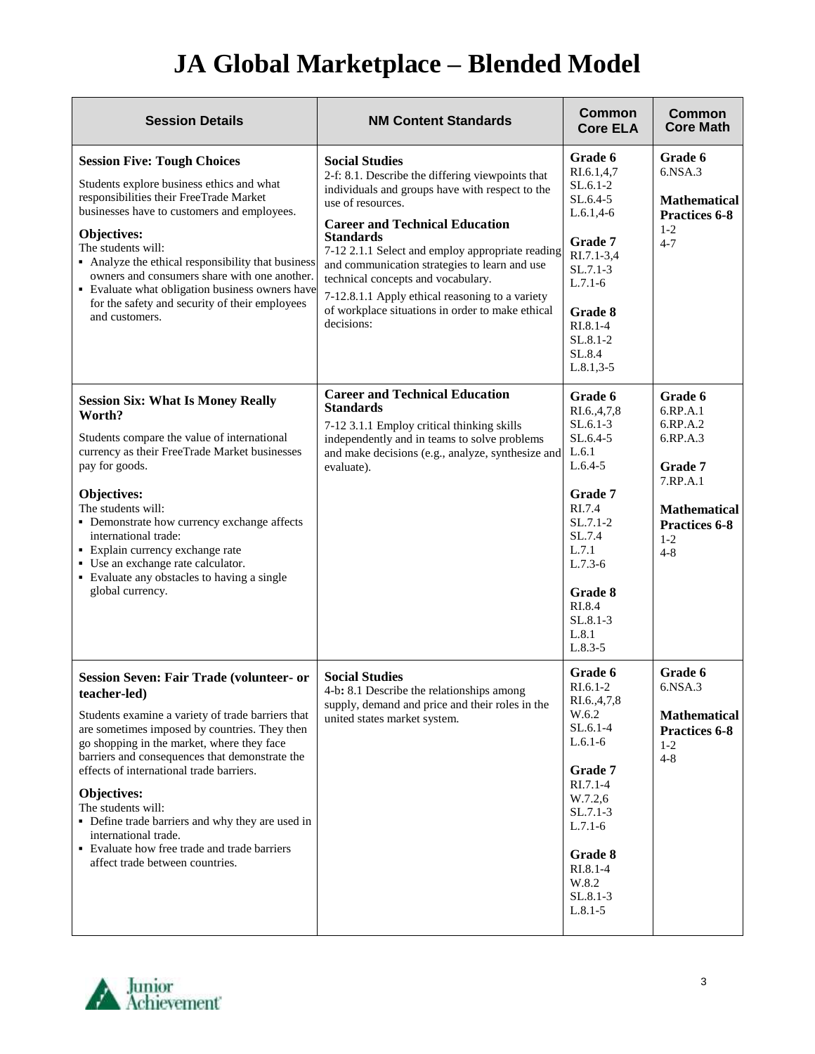# JA Global Marketplace – Blended Model

| Session Details | NM Content Standards | Common Core ELA | Common Core Math |
|---|---|---|---|
| **Session Five: Tough Choices**<br>Students explore business ethics and what responsibilities their FreeTrade Market businesses have to customers and employees.<br>**Objectives:**<br>The students will:<br>▪ Analyze the ethical responsibility that business owners and consumers share with one another.<br>▪ Evaluate what obligation business owners have for the safety and security of their employees and customers. | **Social Studies**<br>2-f: 8.1. Describe the differing viewpoints that individuals and groups have with respect to the use of resources.<br>**Career and Technical Education Standards**<br>7-12 2.1.1 Select and employ appropriate reading and communication strategies to learn and use technical concepts and vocabulary.<br>7-12.8.1.1 Apply ethical reasoning to a variety of workplace situations in order to make ethical decisions: | **Grade 6**<br>RI.6.1,4,7<br>SL.6.1-2<br>SL.6.4-5<br>L.6.1,4-6<br><br>**Grade 7**<br>RI.7.1-3,4<br>SL.7.1-3<br>L.7.1-6<br><br>**Grade 8**<br>RI.8.1-4<br>SL.8.1-2<br>SL.8.4<br>L.8.1,3-5 | **Grade 6**<br>6.NSA.3<br><br>**Mathematical Practices 6-8**<br>1-2<br>4-7 |
| **Session Six: What Is Money Really Worth?**<br>Students compare the value of international currency as their FreeTrade Market businesses pay for goods.<br>**Objectives:**<br>The students will:<br>▪ Demonstrate how currency exchange affects international trade:<br>▪ Explain currency exchange rate<br>▪ Use an exchange rate calculator.<br>▪ Evaluate any obstacles to having a single global currency. | **Career and Technical Education Standards**<br>7-12 3.1.1 Employ critical thinking skills independently and in teams to solve problems and make decisions (e.g., analyze, synthesize and evaluate). | **Grade 6**<br>RI.6.,4,7,8<br>SL.6.1-3<br>SL.6.4-5<br>L.6.1<br>L.6.4-5<br><br>**Grade 7**<br>RI.7.4<br>SL.7.1-2<br>SL.7.4<br>L.7.1<br>L.7.3-6<br><br>**Grade 8**<br>RI.8.4<br>SL.8.1-3<br>L.8.1<br>L.8.3-5 | **Grade 6**<br>6.RP.A.1<br>6.RP.A.2<br>6.RP.A.3<br><br>**Grade 7**<br>7.RP.A.1<br><br>**Mathematical Practices 6-8**<br>1-2<br>4-8 |
| **Session Seven: Fair Trade (volunteer- or teacher-led)**<br>Students examine a variety of trade barriers that are sometimes imposed by countries. They then go shopping in the market, where they face barriers and consequences that demonstrate the effects of international trade barriers.<br>**Objectives:**<br>The students will:<br>▪ Define trade barriers and why they are used in international trade.<br>▪ Evaluate how free trade and trade barriers affect trade between countries. | **Social Studies**<br>4-b**:** 8.1 Describe the relationships among supply, demand and price and their roles in the united states market system. | **Grade 6**<br>RI.6.1-2<br>RI.6.,4,7,8<br>W.6.2<br>SL.6.1-4<br>L.6.1-6<br><br>**Grade 7**<br>RI.7.1-4<br>W.7.2,6<br>SL.7.1-3<br>L.7.1-6<br><br>**Grade 8**<br>RI.8.1-4<br>W.8.2<br>SL.8.1-3<br>L.8.1-5 | **Grade 6**<br>6.NSA.3<br><br>**Mathematical Practices 6-8**<br>1-2<br>4-8 |